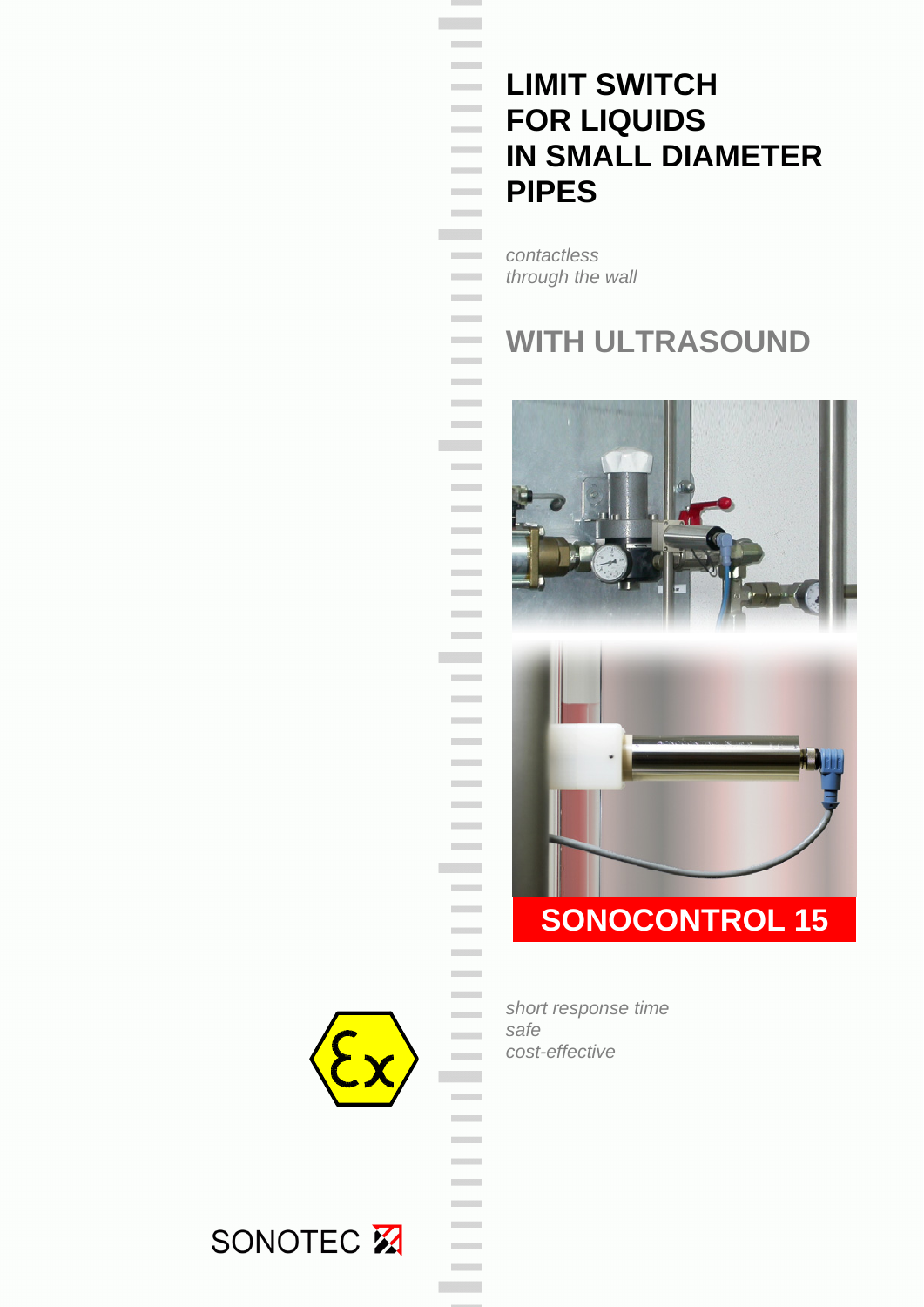# LIMIT SWITCH FOR LIQUIDS IN SMALL DIAMETER PIPES

*contactless*
*through the wall*

## WITH ULTRASOUND

## SONOCONTROL 15

*short response time*
*safe*
*cost-effective*

SONOTEC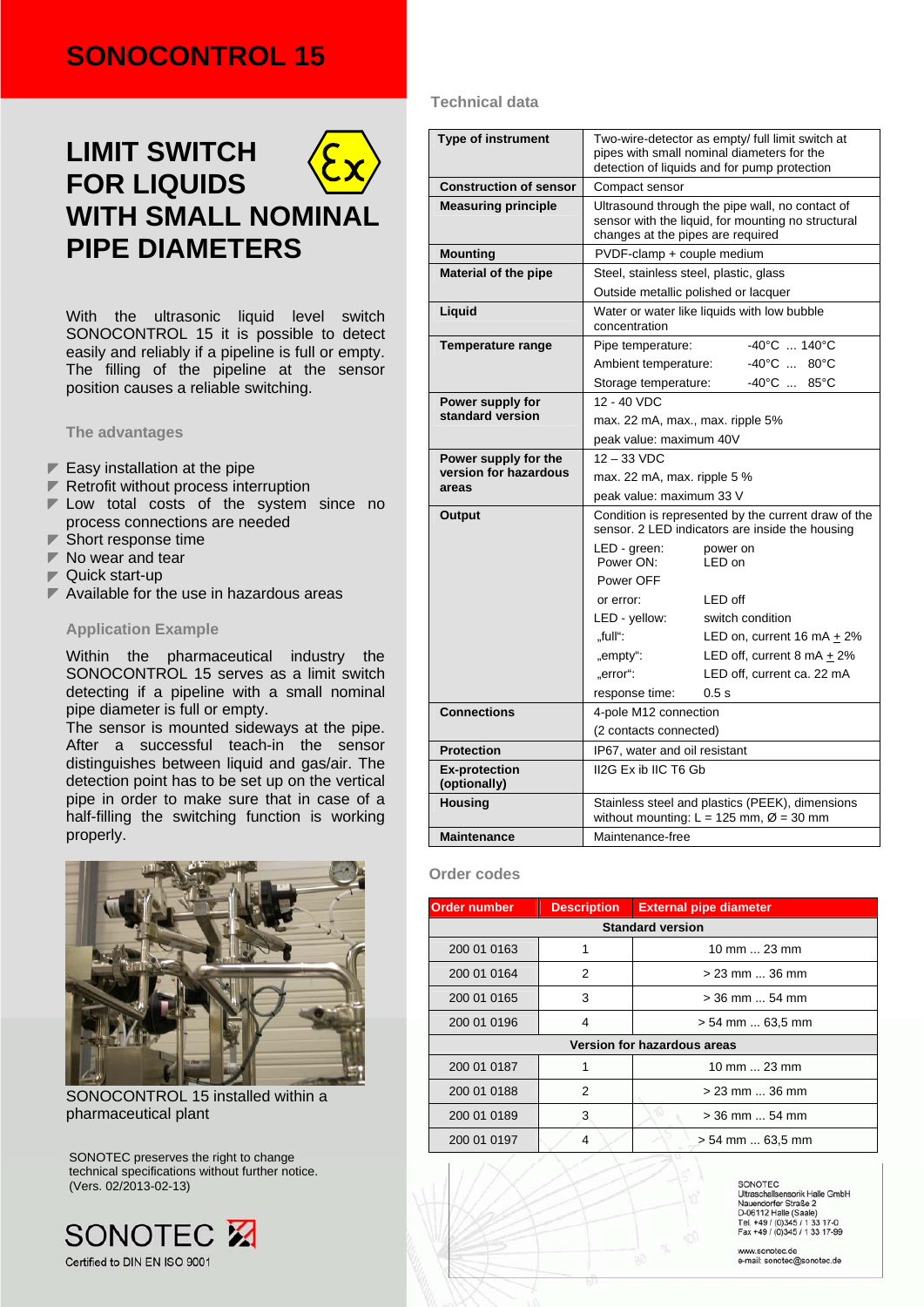# SONOCONTROL 15

## LIMIT SWITCH FOR LIQUIDS WITH SMALL NOMINAL PIPE DIAMETERS

With the ultrasonic liquid level switch SONOCONTROL 15 it is possible to detect easily and reliably if a pipeline is full or empty. The filling of the pipeline at the sensor position causes a reliable switching.

### The advantages

- Easy installation at the pipe
- Retrofit without process interruption
- Low total costs of the system since no process connections are needed
- Short response time
- No wear and tear
- Quick start-up
- Available for the use in hazardous areas

### Application Example

Within the pharmaceutical industry the SONOCONTROL 15 serves as a limit switch detecting if a pipeline with a small nominal pipe diameter is full or empty.
The sensor is mounted sideways at the pipe. After a successful teach-in the sensor distinguishes between liquid and gas/air. The detection point has to be set up on the vertical pipe in order to make sure that in case of a half-filling the switching function is working properly.

SONOCONTROL 15 installed within a pharmaceutical plant

SONOTEC preserves the right to change technical specifications without further notice. (Vers. 02/2013-02-13)

SONOTEC
Certified to DIN EN ISO 9001

### Technical data

| | |
|---|---|
| **Type of instrument** | Two-wire-detector as empty/ full limit switch at pipes with small nominal diameters for the detection of liquids and for pump protection |
| **Construction of sensor** | Compact sensor |
| **Measuring principle** | Ultrasound through the pipe wall, no contact of sensor with the liquid, for mounting no structural changes at the pipes are required |
| **Mounting** | PVDF-clamp + couple medium |
| **Material of the pipe** | Steel, stainless steel, plastic, glass<br>Outside metallic polished or lacquer |
| **Liquid** | Water or water like liquids with low bubble concentration |
| **Temperature range** | Pipe temperature: -40°C ... 140°C<br>Ambient temperature: -40°C ... 80°C<br>Storage temperature: -40°C ... 85°C |
| **Power supply for standard version** | 12 - 40 VDC<br>max. 22 mA, max., max. ripple 5%<br>peak value: maximum 40V |
| **Power supply for the version for hazardous areas** | 12 – 33 VDC<br>max. 22 mA, max. ripple 5 %<br>peak value: maximum 33 V |
| **Output** | Condition is represented by the current draw of the sensor. 2 LED indicators are inside the housing<br>LED - green: power on<br>Power ON: LED on<br>Power OFF or error: LED off<br>LED - yellow: switch condition<br>„full": LED on, current 16 mA ± 2%<br>„empty": LED off, current 8 mA ± 2%<br>„error": LED off, current ca. 22 mA<br>response time: 0.5 s |
| **Connections** | 4-pole M12 connection<br>(2 contacts connected) |
| **Protection** | IP67, water and oil resistant |
| **Ex-protection (optionally)** | II2G Ex ib IIC T6 Gb |
| **Housing** | Stainless steel and plastics (PEEK), dimensions without mounting: L = 125 mm, Ø = 30 mm |
| **Maintenance** | Maintenance-free |

### Order codes

| Order number | Description | External pipe diameter |
|---|---|---|
| **Standard version** | | |
| 200 01 0163 | 1 | 10 mm ... 23 mm |
| 200 01 0164 | 2 | > 23 mm ... 36 mm |
| 200 01 0165 | 3 | > 36 mm ... 54 mm |
| 200 01 0196 | 4 | > 54 mm ... 63,5 mm |
| **Version for hazardous areas** | | |
| 200 01 0187 | 1 | 10 mm ... 23 mm |
| 200 01 0188 | 2 | > 23 mm ... 36 mm |
| 200 01 0189 | 3 | > 36 mm ... 54 mm |
| 200 01 0197 | 4 | > 54 mm ... 63,5 mm |

SONOTEC
Ultraschallsensorik Halle GmbH
Nauendorfer Straße 2
D-06112 Halle (Saale)
Tel. +49 / (0)345 / 1 33 17-0
Fax +49 / (0)345 / 1 33 17-99

www.sonotec.de
e-mail: sonotec@sonotec.de